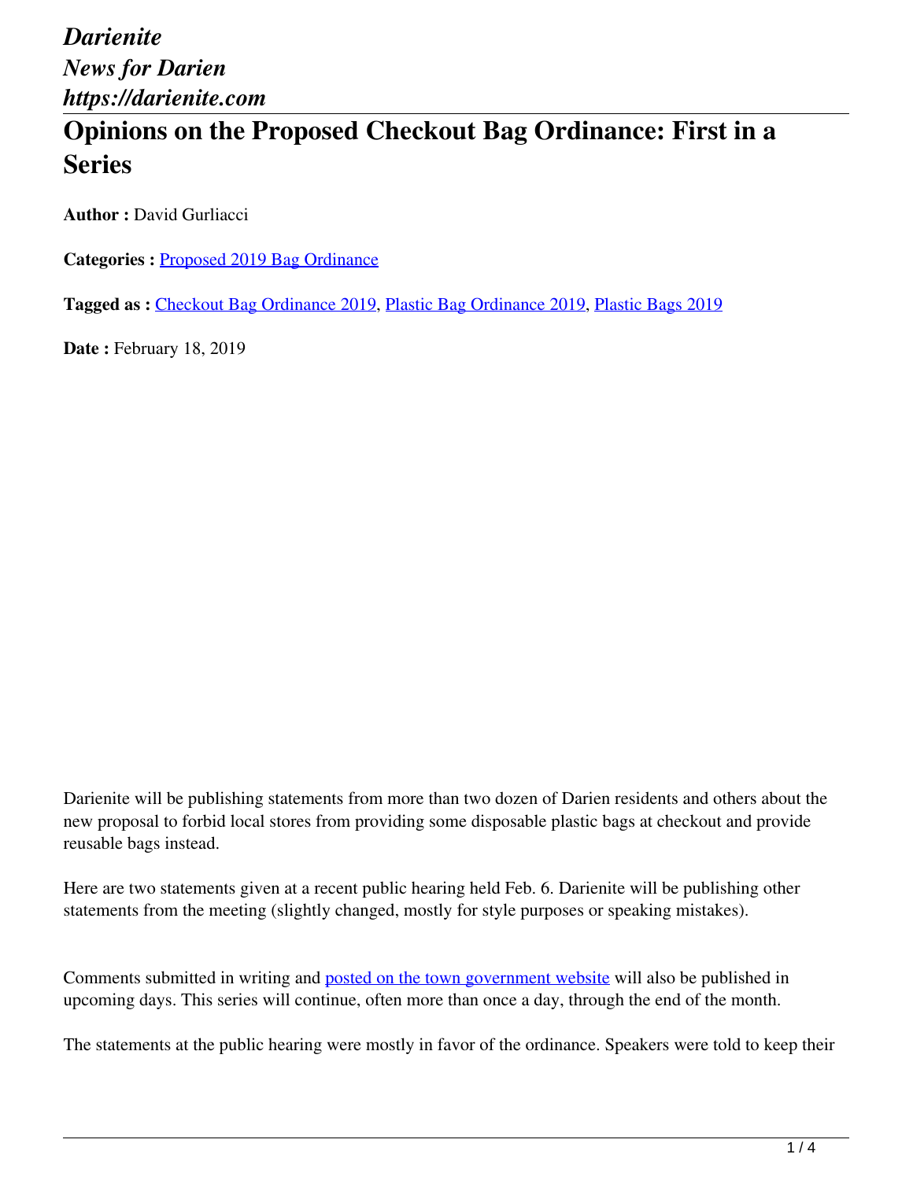*Darienite*
*News for Darien*
*https://darienite.com*

# Opinions on the Proposed Checkout Bag Ordinance: First in a Series

**Author :** David Gurliacci

**Categories :** Proposed 2019 Bag Ordinance

**Tagged as :** Checkout Bag Ordinance 2019, Plastic Bag Ordinance 2019, Plastic Bags 2019

**Date :** February 18, 2019

Darienite will be publishing statements from more than two dozen of Darien residents and others about the new proposal to forbid local stores from providing some disposable plastic bags at checkout and provide reusable bags instead.

Here are two statements given at a recent public hearing held Feb. 6. Darienite will be publishing other statements from the meeting (slightly changed, mostly for style purposes or speaking mistakes).

Comments submitted in writing and posted on the town government website will also be published in upcoming days. This series will continue, often more than once a day, through the end of the month.

The statements at the public hearing were mostly in favor of the ordinance. Speakers were told to keep their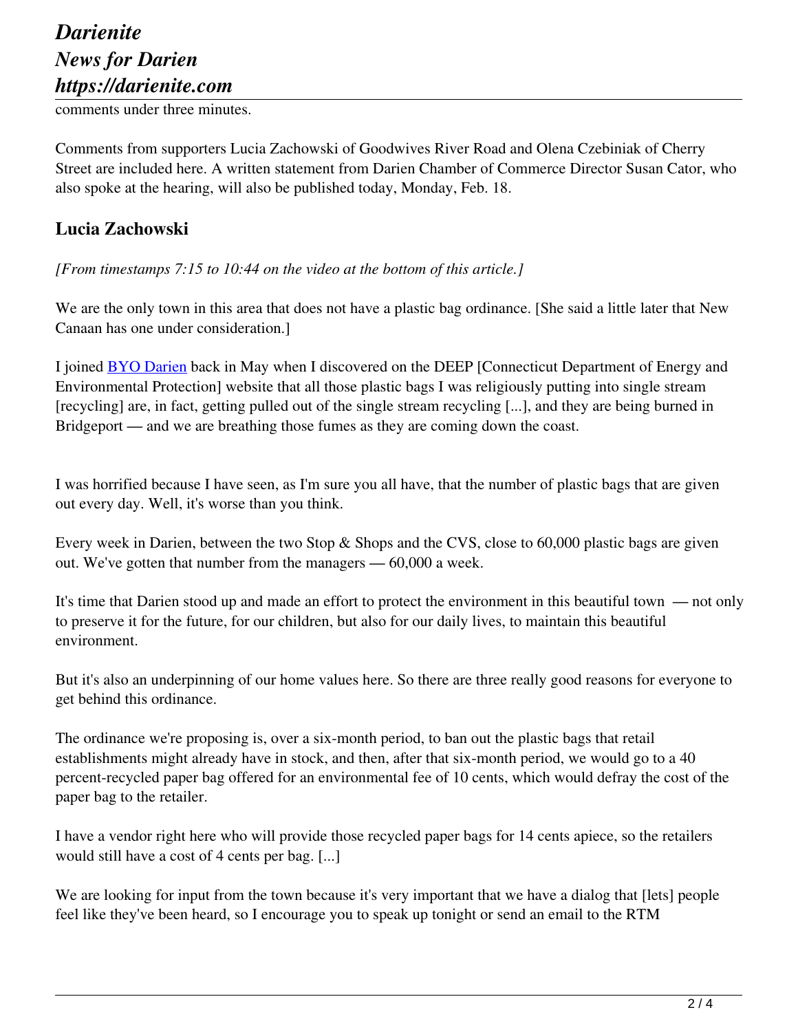comments under three minutes.

Comments from supporters Lucia Zachowski of Goodwives River Road and Olena Czebiniak of Cherry Street are included here. A written statement from Darien Chamber of Commerce Director Susan Cator, who also spoke at the hearing, will also be published today, Monday, Feb. 18.

## Lucia Zachowski

*[From timestamps 7:15 to 10:44 on the video at the bottom of this article.]*

We are the only town in this area that does not have a plastic bag ordinance. [She said a little later that New Canaan has one under consideration.]

I joined BYO Darien back in May when I discovered on the DEEP [Connecticut Department of Energy and Environmental Protection] website that all those plastic bags I was religiously putting into single stream [recycling] are, in fact, getting pulled out of the single stream recycling [...], and they are being burned in Bridgeport — and we are breathing those fumes as they are coming down the coast.

I was horrified because I have seen, as I'm sure you all have, that the number of plastic bags that are given out every day. Well, it's worse than you think.

Every week in Darien, between the two Stop & Shops and the CVS, close to 60,000 plastic bags are given out. We've gotten that number from the managers — 60,000 a week.

It's time that Darien stood up and made an effort to protect the environment in this beautiful town — not only to preserve it for the future, for our children, but also for our daily lives, to maintain this beautiful environment.

But it's also an underpinning of our home values here. So there are three really good reasons for everyone to get behind this ordinance.

The ordinance we're proposing is, over a six-month period, to ban out the plastic bags that retail establishments might already have in stock, and then, after that six-month period, we would go to a 40 percent-recycled paper bag offered for an environmental fee of 10 cents, which would defray the cost of the paper bag to the retailer.

I have a vendor right here who will provide those recycled paper bags for 14 cents apiece, so the retailers would still have a cost of 4 cents per bag. [...]

We are looking for input from the town because it's very important that we have a dialog that [lets] people feel like they've been heard, so I encourage you to speak up tonight or send an email to the RTM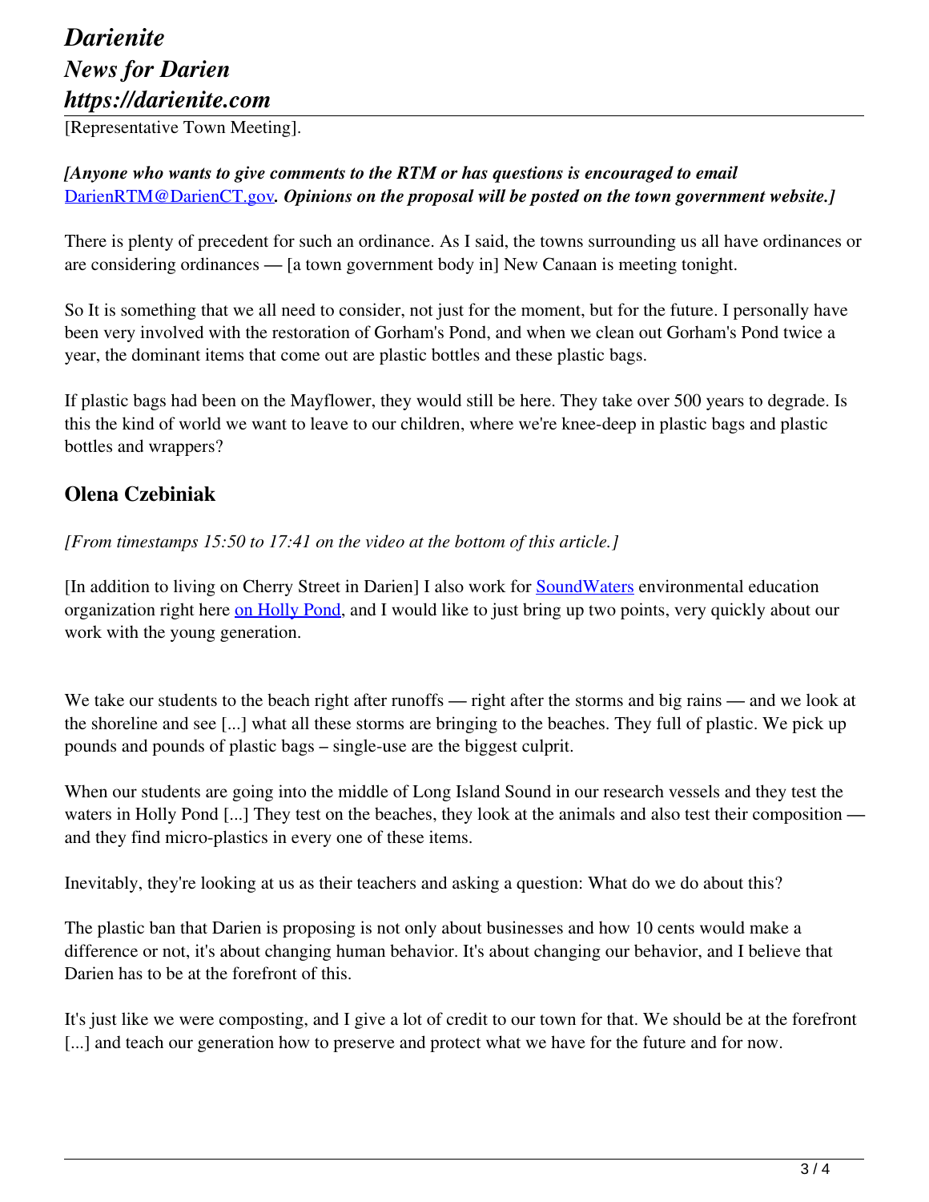[Representative Town Meeting].

***[Anyone who wants to give comments to the RTM or has questions is encouraged to email** DarienRTM@DarienCT.gov. **Opinions on the proposal will be posted on the town government website.]***

There is plenty of precedent for such an ordinance. As I said, the towns surrounding us all have ordinances or are considering ordinances — [a town government body in] New Canaan is meeting tonight.

So It is something that we all need to consider, not just for the moment, but for the future. I personally have been very involved with the restoration of Gorham's Pond, and when we clean out Gorham's Pond twice a year, the dominant items that come out are plastic bottles and these plastic bags.

If plastic bags had been on the Mayflower, they would still be here. They take over 500 years to degrade. Is this the kind of world we want to leave to our children, where we're knee-deep in plastic bags and plastic bottles and wrappers?

## Olena Czebiniak

*[From timestamps 15:50 to 17:41 on the video at the bottom of this article.]*

[In addition to living on Cherry Street in Darien] I also work for SoundWaters environmental education organization right here on Holly Pond, and I would like to just bring up two points, very quickly about our work with the young generation.

We take our students to the beach right after runoffs — right after the storms and big rains — and we look at the shoreline and see [...] what all these storms are bringing to the beaches. They full of plastic. We pick up pounds and pounds of plastic bags – single-use are the biggest culprit.

When our students are going into the middle of Long Island Sound in our research vessels and they test the waters in Holly Pond [...] They test on the beaches, they look at the animals and also test their composition — and they find micro-plastics in every one of these items.

Inevitably, they're looking at us as their teachers and asking a question: What do we do about this?

The plastic ban that Darien is proposing is not only about businesses and how 10 cents would make a difference or not, it's about changing human behavior. It's about changing our behavior, and I believe that Darien has to be at the forefront of this.

It's just like we were composting, and I give a lot of credit to our town for that. We should be at the forefront [...] and teach our generation how to preserve and protect what we have for the future and for now.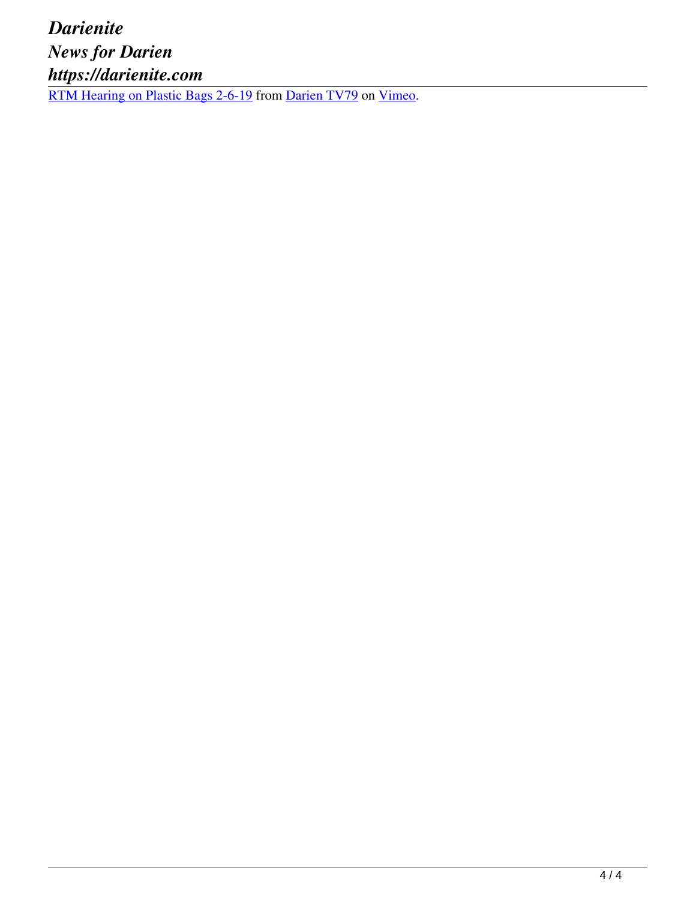[RTM Hearing on Plastic Bags 2-6-19](#) from [Darien TV79](#) on [Vimeo](#).